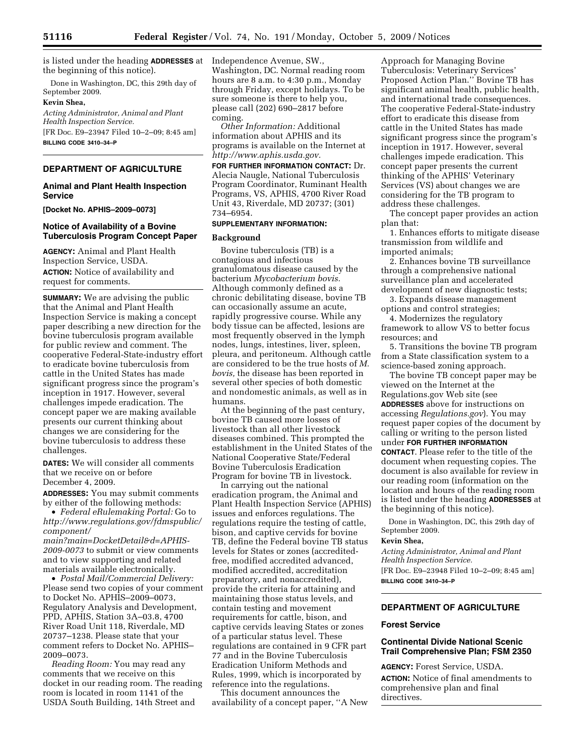is listed under the heading **ADDRESSES** at the beginning of this notice).

Done in Washington, DC, this 29th day of September 2009.

**Kevin Shea,**

*Acting Administrator, Animal and Plant Health Inspection Service.*

[FR Doc. E9–23947 Filed 10–2–09; 8:45 am]

**BILLING CODE 3410–34–P**

## DEPARTMENT OF AGRICULTURE

### Animal and Plant Health Inspection Service

**[Docket No. APHIS–2009–0073]**

### Notice of Availability of a Bovine Tuberculosis Program Concept Paper

**AGENCY:** Animal and Plant Health Inspection Service, USDA.

**ACTION:** Notice of availability and request for comments.

**SUMMARY:** We are advising the public that the Animal and Plant Health Inspection Service is making a concept paper describing a new direction for the bovine tuberculosis program available for public review and comment. The cooperative Federal-State-industry effort to eradicate bovine tuberculosis from cattle in the United States has made significant progress since the program's inception in 1917. However, several challenges impede eradication. The concept paper we are making available presents our current thinking about changes we are considering for the bovine tuberculosis to address these challenges.

**DATES:** We will consider all comments that we receive on or before December 4, 2009.

**ADDRESSES:** You may submit comments by either of the following methods:

- *Federal eRulemaking Portal:* Go to *http://www.regulations.gov/fdmspublic/component/main?main=DocketDetail&d=APHIS-2009-0073* to submit or view comments and to view supporting and related materials available electronically.
- *Postal Mail/Commercial Delivery:* Please send two copies of your comment to Docket No. APHIS–2009–0073, Regulatory Analysis and Development, PPD, APHIS, Station 3A–03.8, 4700 River Road Unit 118, Riverdale, MD 20737–1238. Please state that your comment refers to Docket No. APHIS–2009–0073.

*Reading Room:* You may read any comments that we receive on this docket in our reading room. The reading room is located in room 1141 of the USDA South Building, 14th Street and Independence Avenue, SW., Washington, DC. Normal reading room hours are 8 a.m. to 4:30 p.m., Monday through Friday, except holidays. To be sure someone is there to help you, please call (202) 690–2817 before coming.

*Other Information:* Additional information about APHIS and its programs is available on the Internet at *http://www.aphis.usda.gov.*

**FOR FURTHER INFORMATION CONTACT:** Dr. Alecia Naugle, National Tuberculosis Program Coordinator, Ruminant Health Programs, VS, APHIS, 4700 River Road Unit 43, Riverdale, MD 20737; (301) 734–6954.

**SUPPLEMENTARY INFORMATION:**

#### Background

Bovine tuberculosis (TB) is a contagious and infectious granulomatous disease caused by the bacterium *Mycobacterium bovis.* Although commonly defined as a chronic debilitating disease, bovine TB can occasionally assume an acute, rapidly progressive course. While any body tissue can be affected, lesions are most frequently observed in the lymph nodes, lungs, intestines, liver, spleen, pleura, and peritoneum. Although cattle are considered to be the true hosts of *M. bovis,* the disease has been reported in several other species of both domestic and nondomestic animals, as well as in humans.

At the beginning of the past century, bovine TB caused more losses of livestock than all other livestock diseases combined. This prompted the establishment in the United States of the National Cooperative State/Federal Bovine Tuberculosis Eradication Program for bovine TB in livestock.

In carrying out the national eradication program, the Animal and Plant Health Inspection Service (APHIS) issues and enforces regulations. The regulations require the testing of cattle, bison, and captive cervids for bovine TB, define the Federal bovine TB status levels for States or zones (accredited-free, modified accredited advanced, modified accredited, accreditation preparatory, and nonaccredited), provide the criteria for attaining and maintaining those status levels, and contain testing and movement requirements for cattle, bison, and captive cervids leaving States or zones of a particular status level. These regulations are contained in 9 CFR part 77 and in the Bovine Tuberculosis Eradication Uniform Methods and Rules, 1999, which is incorporated by reference into the regulations.

This document announces the availability of a concept paper, ''A New Approach for Managing Bovine Tuberculosis: Veterinary Services' Proposed Action Plan.'' Bovine TB has significant animal health, public health, and international trade consequences. The cooperative Federal-State-industry effort to eradicate this disease from cattle in the United States has made significant progress since the program's inception in 1917. However, several challenges impede eradication. This concept paper presents the current thinking of the APHIS' Veterinary Services (VS) about changes we are considering for the TB program to address these challenges.

The concept paper provides an action plan that:

1. Enhances efforts to mitigate disease transmission from wildlife and imported animals;
2. Enhances bovine TB surveillance through a comprehensive national surveillance plan and accelerated development of new diagnostic tests;
3. Expands disease management options and control strategies;
4. Modernizes the regulatory framework to allow VS to better focus resources; and
5. Transitions the bovine TB program from a State classification system to a science-based zoning approach.

The bovine TB concept paper may be viewed on the Internet at the Regulations.gov Web site (see **ADDRESSES** above for instructions on accessing *Regulations.gov*). You may request paper copies of the document by calling or writing to the person listed under **FOR FURTHER INFORMATION CONTACT**. Please refer to the title of the document when requesting copies. The document is also available for review in our reading room (information on the location and hours of the reading room is listed under the heading **ADDRESSES** at the beginning of this notice).

Done in Washington, DC, this 29th day of September 2009.

**Kevin Shea,**

*Acting Administrator, Animal and Plant Health Inspection Service.*

[FR Doc. E9–23948 Filed 10–2–09; 8:45 am]

**BILLING CODE 3410–34–P**

## DEPARTMENT OF AGRICULTURE

### Forest Service

### Continental Divide National Scenic Trail Comprehensive Plan; FSM 2350

**AGENCY:** Forest Service, USDA.

**ACTION:** Notice of final amendments to comprehensive plan and final directives.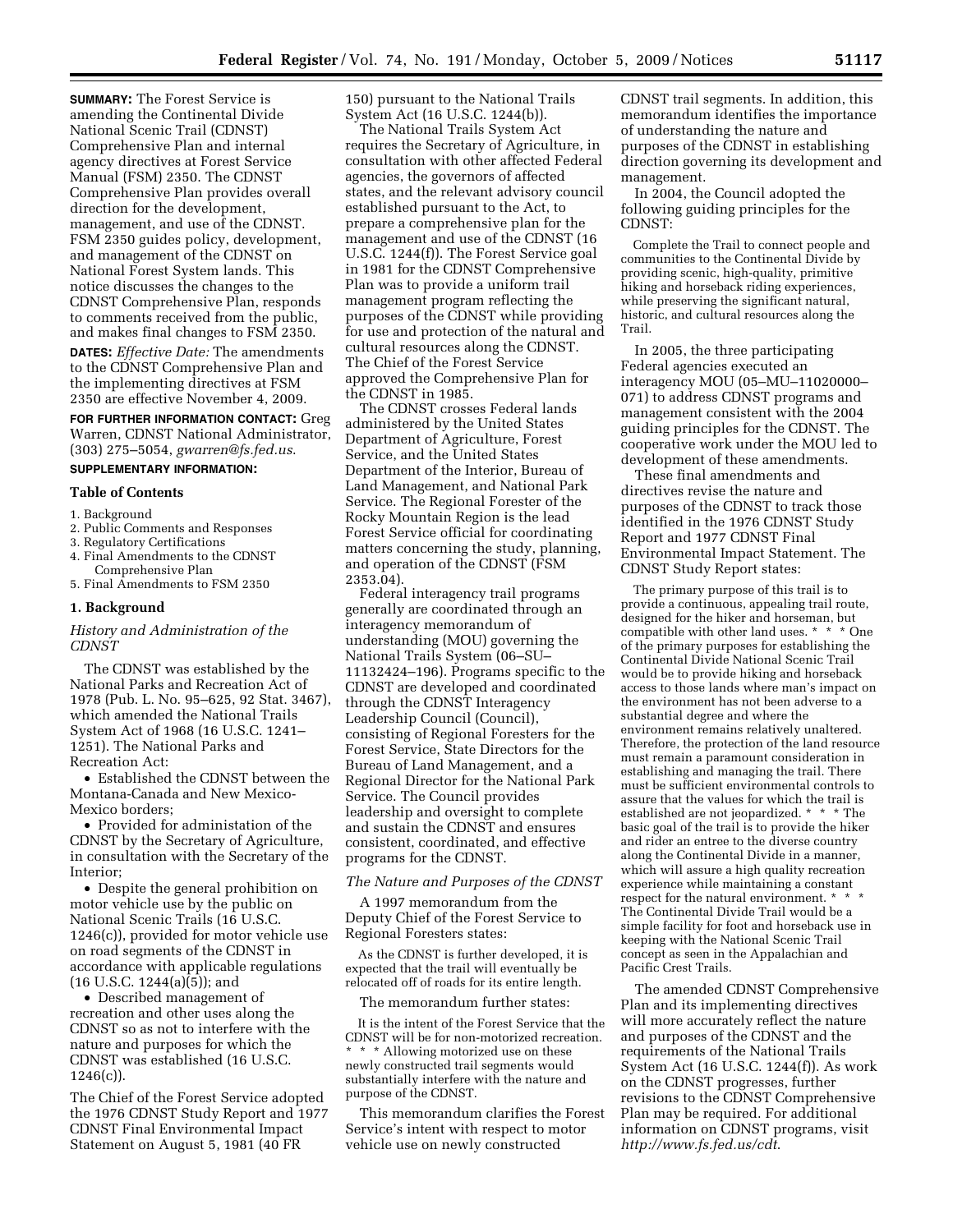**SUMMARY:** The Forest Service is amending the Continental Divide National Scenic Trail (CDNST) Comprehensive Plan and internal agency directives at Forest Service Manual (FSM) 2350. The CDNST Comprehensive Plan provides overall direction for the development, management, and use of the CDNST. FSM 2350 guides policy, development, and management of the CDNST on National Forest System lands. This notice discusses the changes to the CDNST Comprehensive Plan, responds to comments received from the public, and makes final changes to FSM 2350.

**DATES:** *Effective Date:* The amendments to the CDNST Comprehensive Plan and the implementing directives at FSM 2350 are effective November 4, 2009.

**FOR FURTHER INFORMATION CONTACT:** Greg Warren, CDNST National Administrator, (303) 275–5054, *gwarren@fs.fed.us*.

**SUPPLEMENTARY INFORMATION:**

### Table of Contents

1. Background
2. Public Comments and Responses
3. Regulatory Certifications
4. Final Amendments to the CDNST Comprehensive Plan
5. Final Amendments to FSM 2350

## 1. Background

*History and Administration of the CDNST*

The CDNST was established by the National Parks and Recreation Act of 1978 (Pub. L. No. 95–625, 92 Stat. 3467), which amended the National Trails System Act of 1968 (16 U.S.C. 1241–1251). The National Parks and Recreation Act:

- Established the CDNST between the Montana-Canada and New Mexico-Mexico borders;
- Provided for administration of the CDNST by the Secretary of Agriculture, in consultation with the Secretary of the Interior;
- Despite the general prohibition on motor vehicle use by the public on National Scenic Trails (16 U.S.C. 1246(c)), provided for motor vehicle use on road segments of the CDNST in accordance with applicable regulations (16 U.S.C. 1244(a)(5)); and
- Described management of recreation and other uses along the CDNST so as not to interfere with the nature and purposes for which the CDNST was established (16 U.S.C. 1246(c)).

The Chief of the Forest Service adopted the 1976 CDNST Study Report and 1977 CDNST Final Environmental Impact Statement on August 5, 1981 (40 FR 150) pursuant to the National Trails System Act (16 U.S.C. 1244(b)).

The National Trails System Act requires the Secretary of Agriculture, in consultation with other affected Federal agencies, the governors of affected states, and the relevant advisory council established pursuant to the Act, to prepare a comprehensive plan for the management and use of the CDNST (16 U.S.C. 1244(f)). The Forest Service goal in 1981 for the CDNST Comprehensive Plan was to provide a uniform trail management program reflecting the purposes of the CDNST while providing for use and protection of the natural and cultural resources along the CDNST. The Chief of the Forest Service approved the Comprehensive Plan for the CDNST in 1985.

The CDNST crosses Federal lands administered by the United States Department of Agriculture, Forest Service, and the United States Department of the Interior, Bureau of Land Management, and National Park Service. The Regional Forester of the Rocky Mountain Region is the lead Forest Service official for coordinating matters concerning the study, planning, and operation of the CDNST (FSM 2353.04).

Federal interagency trail programs generally are coordinated through an interagency memorandum of understanding (MOU) governing the National Trails System (06–SU–11132424–196). Programs specific to the CDNST are developed and coordinated through the CDNST Interagency Leadership Council (Council), consisting of Regional Foresters for the Forest Service, State Directors for the Bureau of Land Management, and a Regional Director for the National Park Service. The Council provides leadership and oversight to complete and sustain the CDNST and ensures consistent, coordinated, and effective programs for the CDNST.

*The Nature and Purposes of the CDNST*

A 1997 memorandum from the Deputy Chief of the Forest Service to Regional Foresters states:

> As the CDNST is further developed, it is expected that the trail will eventually be relocated off of roads for its entire length.

The memorandum further states:

> It is the intent of the Forest Service that the CDNST will be for non-motorized recreation. * * * Allowing motorized use on these newly constructed trail segments would substantially interfere with the nature and purpose of the CDNST.

This memorandum clarifies the Forest Service's intent with respect to motor vehicle use on newly constructed CDNST trail segments. In addition, this memorandum identifies the importance of understanding the nature and purposes of the CDNST in establishing direction governing its development and management.

In 2004, the Council adopted the following guiding principles for the CDNST:

> Complete the Trail to connect people and communities to the Continental Divide by providing scenic, high-quality, primitive hiking and horseback riding experiences, while preserving the significant natural, historic, and cultural resources along the Trail.

In 2005, the three participating Federal agencies executed an interagency MOU (05–MU–11020000–071) to address CDNST programs and management consistent with the 2004 guiding principles for the CDNST. The cooperative work under the MOU led to development of these amendments.

These final amendments and directives revise the nature and purposes of the CDNST to track those identified in the 1976 CDNST Study Report and 1977 CDNST Final Environmental Impact Statement. The CDNST Study Report states:

> The primary purpose of this trail is to provide a continuous, appealing trail route, designed for the hiker and horseman, but compatible with other land uses. * * * One of the primary purposes for establishing the Continental Divide National Scenic Trail would be to provide hiking and horseback access to those lands where man's impact on the environment has not been adverse to a substantial degree and where the environment remains relatively unaltered. Therefore, the protection of the land resource must remain a paramount consideration in establishing and managing the trail. There must be sufficient environmental controls to assure that the values for which the trail is established are not jeopardized. * * * The basic goal of the trail is to provide the hiker and rider an entree to the diverse country along the Continental Divide in a manner, which will assure a high quality recreation experience while maintaining a constant respect for the natural environment. * * * The Continental Divide Trail would be a simple facility for foot and horseback use in keeping with the National Scenic Trail concept as seen in the Appalachian and Pacific Crest Trails.

The amended CDNST Comprehensive Plan and its implementing directives will more accurately reflect the nature and purposes of the CDNST and the requirements of the National Trails System Act (16 U.S.C. 1244(f)). As work on the CDNST progresses, further revisions to the CDNST Comprehensive Plan may be required. For additional information on CDNST programs, visit *http://www.fs.fed.us/cdt*.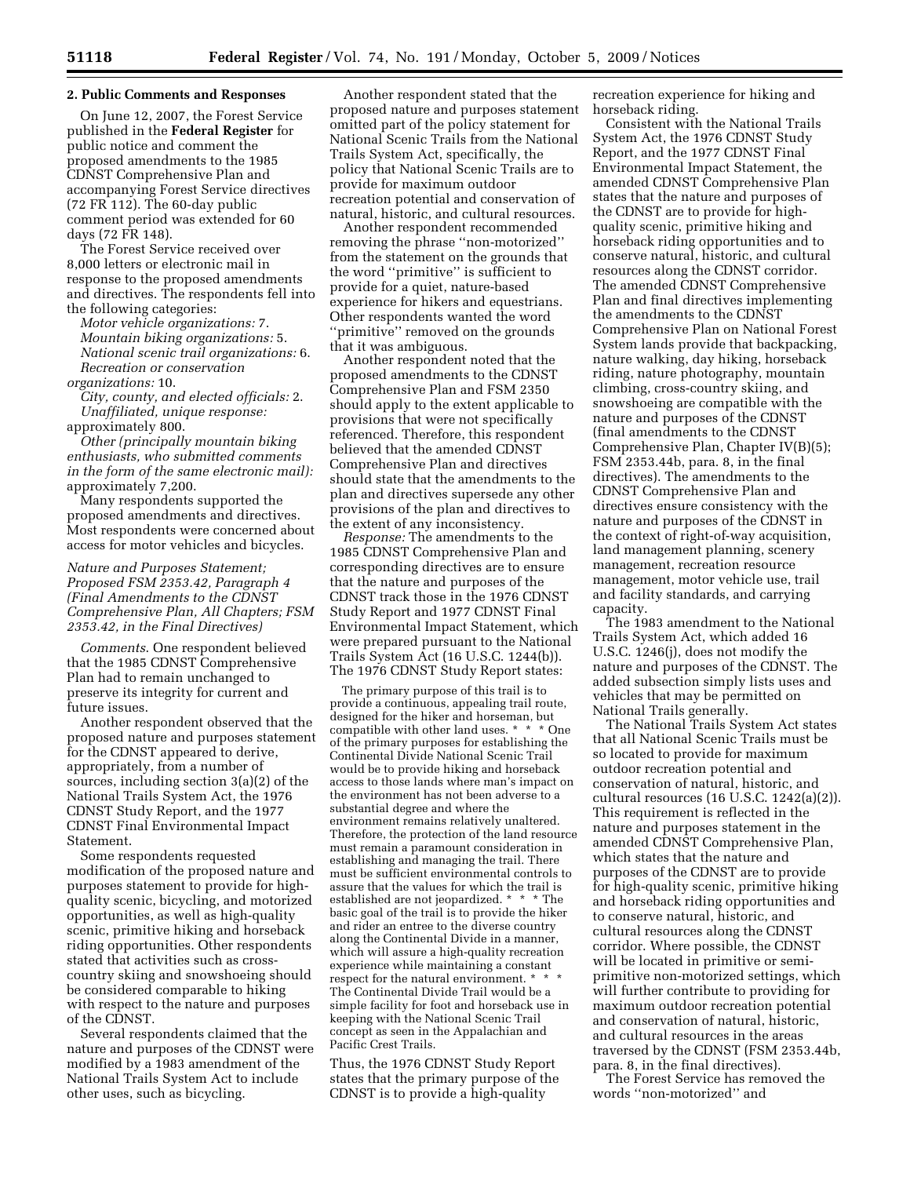## 2. Public Comments and Responses

On June 12, 2007, the Forest Service published in the **Federal Register** for public notice and comment the proposed amendments to the 1985 CDNST Comprehensive Plan and accompanying Forest Service directives (72 FR 112). The 60-day public comment period was extended for 60 days (72 FR 148).

The Forest Service received over 8,000 letters or electronic mail in response to the proposed amendments and directives. The respondents fell into the following categories:

*Motor vehicle organizations:* 7.
*Mountain biking organizations:* 5.
*National scenic trail organizations:* 6.
*Recreation or conservation organizations:* 10.
*City, county, and elected officials:* 2.
*Unaffiliated, unique response:* approximately 800.
*Other (principally mountain biking enthusiasts, who submitted comments in the form of the same electronic mail):* approximately 7,200.

Many respondents supported the proposed amendments and directives. Most respondents were concerned about access for motor vehicles and bicycles.

### *Nature and Purposes Statement; Proposed FSM 2353.42, Paragraph 4 (Final Amendments to the CDNST Comprehensive Plan, All Chapters; FSM 2353.42, in the Final Directives)*

*Comments.* One respondent believed that the 1985 CDNST Comprehensive Plan had to remain unchanged to preserve its integrity for current and future issues.

Another respondent observed that the proposed nature and purposes statement for the CDNST appeared to derive, appropriately, from a number of sources, including section 3(a)(2) of the National Trails System Act, the 1976 CDNST Study Report, and the 1977 CDNST Final Environmental Impact Statement.

Some respondents requested modification of the proposed nature and purposes statement to provide for high-quality scenic, bicycling, and motorized opportunities, as well as high-quality scenic, primitive hiking and horseback riding opportunities. Other respondents stated that activities such as cross-country skiing and snowshoeing should be considered comparable to hiking with respect to the nature and purposes of the CDNST.

Several respondents claimed that the nature and purposes of the CDNST were modified by a 1983 amendment of the National Trails System Act to include other uses, such as bicycling.

Another respondent stated that the proposed nature and purposes statement omitted part of the policy statement for National Scenic Trails from the National Trails System Act, specifically, the policy that National Scenic Trails are to provide for maximum outdoor recreation potential and conservation of natural, historic, and cultural resources.

Another respondent recommended removing the phrase ''non-motorized'' from the statement on the grounds that the word ''primitive'' is sufficient to provide for a quiet, nature-based experience for hikers and equestrians. Other respondents wanted the word ''primitive'' removed on the grounds that it was ambiguous.

Another respondent noted that the proposed amendments to the CDNST Comprehensive Plan and FSM 2350 should apply to the extent applicable to provisions that were not specifically referenced. Therefore, this respondent believed that the amended CDNST Comprehensive Plan and directives should state that the amendments to the plan and directives supersede any other provisions of the plan and directives to the extent of any inconsistency.

*Response:* The amendments to the 1985 CDNST Comprehensive Plan and corresponding directives are to ensure that the nature and purposes of the CDNST track those in the 1976 CDNST Study Report and 1977 CDNST Final Environmental Impact Statement, which were prepared pursuant to the National Trails System Act (16 U.S.C. 1244(b)). The 1976 CDNST Study Report states:

> The primary purpose of this trail is to provide a continuous, appealing trail route, designed for the hiker and horseman, but compatible with other land uses. * * * One of the primary purposes for establishing the Continental Divide National Scenic Trail would be to provide hiking and horseback access to those lands where man's impact on the environment has not been adverse to a substantial degree and where the environment remains relatively unaltered. Therefore, the protection of the land resource must remain a paramount consideration in establishing and managing the trail. There must be sufficient environmental controls to assure that the values for which the trail is established are not jeopardized. * * * The basic goal of the trail is to provide the hiker and rider an entree to the diverse country along the Continental Divide in a manner, which will assure a high-quality recreation experience while maintaining a constant respect for the natural environment. * * * The Continental Divide Trail would be a simple facility for foot and horseback use in keeping with the National Scenic Trail concept as seen in the Appalachian and Pacific Crest Trails.

Thus, the 1976 CDNST Study Report states that the primary purpose of the CDNST is to provide a high-quality recreation experience for hiking and horseback riding.

Consistent with the National Trails System Act, the 1976 CDNST Study Report, and the 1977 CDNST Final Environmental Impact Statement, the amended CDNST Comprehensive Plan states that the nature and purposes of the CDNST are to provide for high-quality scenic, primitive hiking and horseback riding opportunities and to conserve natural, historic, and cultural resources along the CDNST corridor. The amended CDNST Comprehensive Plan and final directives implementing the amendments to the CDNST Comprehensive Plan on National Forest System lands provide that backpacking, nature walking, day hiking, horseback riding, nature photography, mountain climbing, cross-country skiing, and snowshoeing are compatible with the nature and purposes of the CDNST (final amendments to the CDNST Comprehensive Plan, Chapter IV(B)(5); FSM 2353.44b, para. 8, in the final directives). The amendments to the CDNST Comprehensive Plan and directives ensure consistency with the nature and purposes of the CDNST in the context of right-of-way acquisition, land management planning, scenery management, recreation resource management, motor vehicle use, trail and facility standards, and carrying capacity.

The 1983 amendment to the National Trails System Act, which added 16 U.S.C. 1246(j), does not modify the nature and purposes of the CDNST. The added subsection simply lists uses and vehicles that may be permitted on National Trails generally.

The National Trails System Act states that all National Scenic Trails must be so located to provide for maximum outdoor recreation potential and conservation of natural, historic, and cultural resources (16 U.S.C. 1242(a)(2)). This requirement is reflected in the nature and purposes statement in the amended CDNST Comprehensive Plan, which states that the nature and purposes of the CDNST are to provide for high-quality scenic, primitive hiking and horseback riding opportunities and to conserve natural, historic, and cultural resources along the CDNST corridor. Where possible, the CDNST will be located in primitive or semi-primitive non-motorized settings, which will further contribute to providing for maximum outdoor recreation potential and conservation of natural, historic, and cultural resources in the areas traversed by the CDNST (FSM 2353.44b, para. 8, in the final directives).

The Forest Service has removed the words ''non-motorized'' and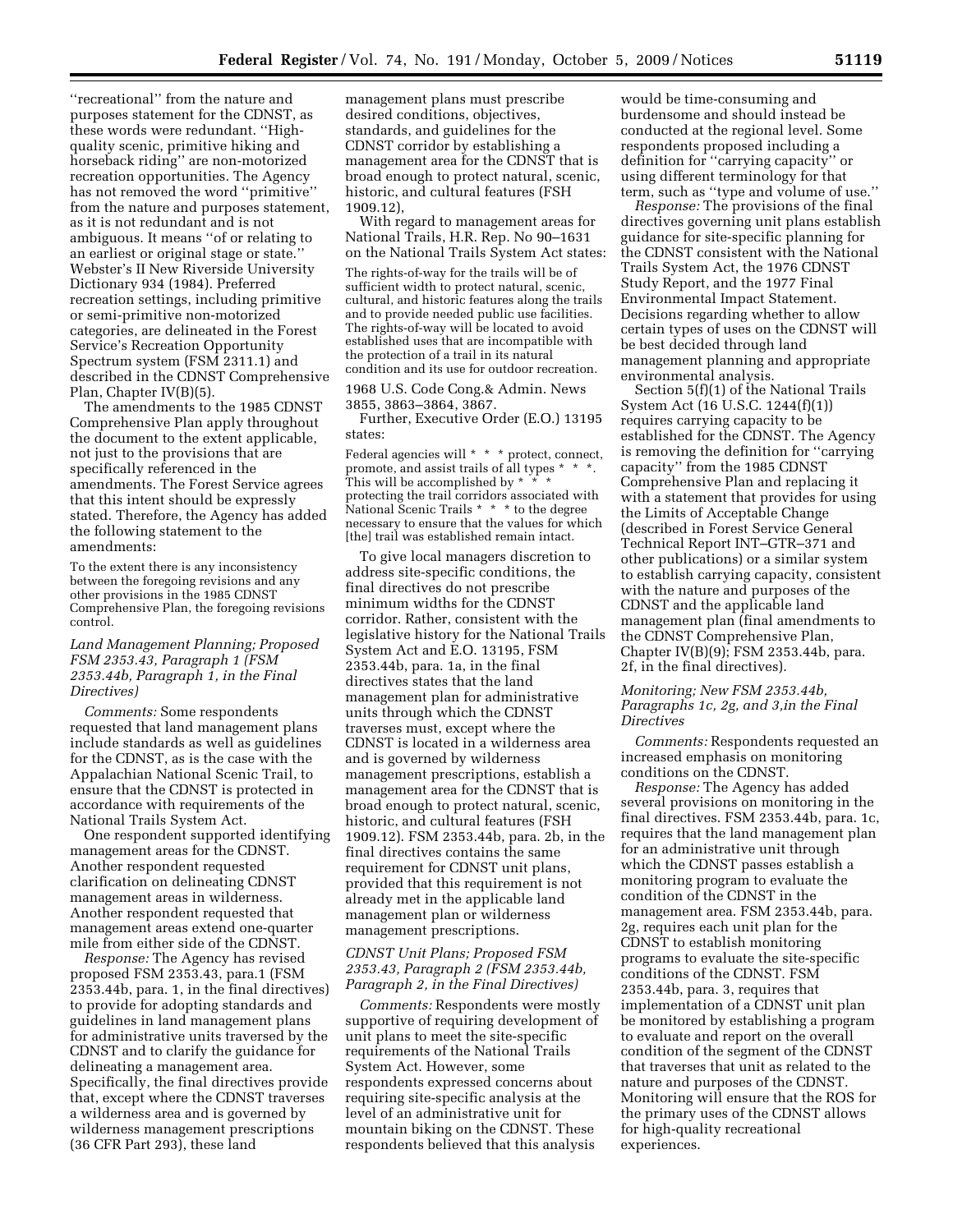''recreational'' from the nature and purposes statement for the CDNST, as these words were redundant. ''High-quality scenic, primitive hiking and horseback riding'' are non-motorized recreation opportunities. The Agency has not removed the word ''primitive'' from the nature and purposes statement, as it is not redundant and is not ambiguous. It means ''of or relating to an earliest or original stage or state.'' Webster's II New Riverside University Dictionary 934 (1984). Preferred recreation settings, including primitive or semi-primitive non-motorized categories, are delineated in the Forest Service's Recreation Opportunity Spectrum system (FSM 2311.1) and described in the CDNST Comprehensive Plan, Chapter IV(B)(5).

The amendments to the 1985 CDNST Comprehensive Plan apply throughout the document to the extent applicable, not just to the provisions that are specifically referenced in the amendments. The Forest Service agrees that this intent should be expressly stated. Therefore, the Agency has added the following statement to the amendments:

> To the extent there is any inconsistency between the foregoing revisions and any other provisions in the 1985 CDNST Comprehensive Plan, the foregoing revisions control.

*Land Management Planning; Proposed FSM 2353.43, Paragraph 1 (FSM 2353.44b, Paragraph 1, in the Final Directives)*

*Comments:* Some respondents requested that land management plans include standards as well as guidelines for the CDNST, as is the case with the Appalachian National Scenic Trail, to ensure that the CDNST is protected in accordance with requirements of the National Trails System Act.

One respondent supported identifying management areas for the CDNST. Another respondent requested clarification on delineating CDNST management areas in wilderness. Another respondent requested that management areas extend one-quarter mile from either side of the CDNST.

*Response:* The Agency has revised proposed FSM 2353.43, para.1 (FSM 2353.44b, para. 1, in the final directives) to provide for adopting standards and guidelines in land management plans for administrative units traversed by the CDNST and to clarify the guidance for delineating a management area. Specifically, the final directives provide that, except where the CDNST traverses a wilderness area and is governed by wilderness management prescriptions (36 CFR Part 293), these land management plans must prescribe desired conditions, objectives, standards, and guidelines for the CDNST corridor by establishing a management area for the CDNST that is broad enough to protect natural, scenic, historic, and cultural features (FSH 1909.12),

With regard to management areas for National Trails, H.R. Rep. No 90–1631 on the National Trails System Act states:

> The rights-of-way for the trails will be of sufficient width to protect natural, scenic, cultural, and historic features along the trails and to provide needed public use facilities. The rights-of-way will be located to avoid established uses that are incompatible with the protection of a trail in its natural condition and its use for outdoor recreation.

1968 U.S. Code Cong.& Admin. News 3855, 3863–3864, 3867.

Further, Executive Order (E.O.) 13195 states:

> Federal agencies will * * * protect, connect, promote, and assist trails of all types * * *. This will be accomplished by * * * protecting the trail corridors associated with National Scenic Trails * * * to the degree necessary to ensure that the values for which [the] trail was established remain intact.

To give local managers discretion to address site-specific conditions, the final directives do not prescribe minimum widths for the CDNST corridor. Rather, consistent with the legislative history for the National Trails System Act and E.O. 13195, FSM 2353.44b, para. 1a, in the final directives states that the land management plan for administrative units through which the CDNST traverses must, except where the CDNST is located in a wilderness area and is governed by wilderness management prescriptions, establish a management area for the CDNST that is broad enough to protect natural, scenic, historic, and cultural features (FSH 1909.12). FSM 2353.44b, para. 2b, in the final directives contains the same requirement for CDNST unit plans, provided that this requirement is not already met in the applicable land management plan or wilderness management prescriptions.

*CDNST Unit Plans; Proposed FSM 2353.43, Paragraph 2 (FSM 2353.44b, Paragraph 2, in the Final Directives)*

*Comments:* Respondents were mostly supportive of requiring development of unit plans to meet the site-specific requirements of the National Trails System Act. However, some respondents expressed concerns about requiring site-specific analysis at the level of an administrative unit for mountain biking on the CDNST. These respondents believed that this analysis would be time-consuming and burdensome and should instead be conducted at the regional level. Some respondents proposed including a definition for ''carrying capacity'' or using different terminology for that term, such as ''type and volume of use.''

*Response:* The provisions of the final directives governing unit plans establish guidance for site-specific planning for the CDNST consistent with the National Trails System Act, the 1976 CDNST Study Report, and the 1977 Final Environmental Impact Statement. Decisions regarding whether to allow certain types of uses on the CDNST will be best decided through land management planning and appropriate environmental analysis.

Section 5(f)(1) of the National Trails System Act (16 U.S.C. 1244(f)(1)) requires carrying capacity to be established for the CDNST. The Agency is removing the definition for ''carrying capacity'' from the 1985 CDNST Comprehensive Plan and replacing it with a statement that provides for using the Limits of Acceptable Change (described in Forest Service General Technical Report INT–GTR–371 and other publications) or a similar system to establish carrying capacity, consistent with the nature and purposes of the CDNST and the applicable land management plan (final amendments to the CDNST Comprehensive Plan, Chapter IV(B)(9); FSM 2353.44b, para. 2f, in the final directives).

*Monitoring; New FSM 2353.44b, Paragraphs 1c, 2g, and 3,in the Final Directives*

*Comments:* Respondents requested an increased emphasis on monitoring conditions on the CDNST.

*Response:* The Agency has added several provisions on monitoring in the final directives. FSM 2353.44b, para. 1c, requires that the land management plan for an administrative unit through which the CDNST passes establish a monitoring program to evaluate the condition of the CDNST in the management area. FSM 2353.44b, para. 2g, requires each unit plan for the CDNST to establish monitoring programs to evaluate the site-specific conditions of the CDNST. FSM 2353.44b, para. 3, requires that implementation of a CDNST unit plan be monitored by establishing a program to evaluate and report on the overall condition of the segment of the CDNST that traverses that unit as related to the nature and purposes of the CDNST. Monitoring will ensure that the ROS for the primary uses of the CDNST allows for high-quality recreational experiences.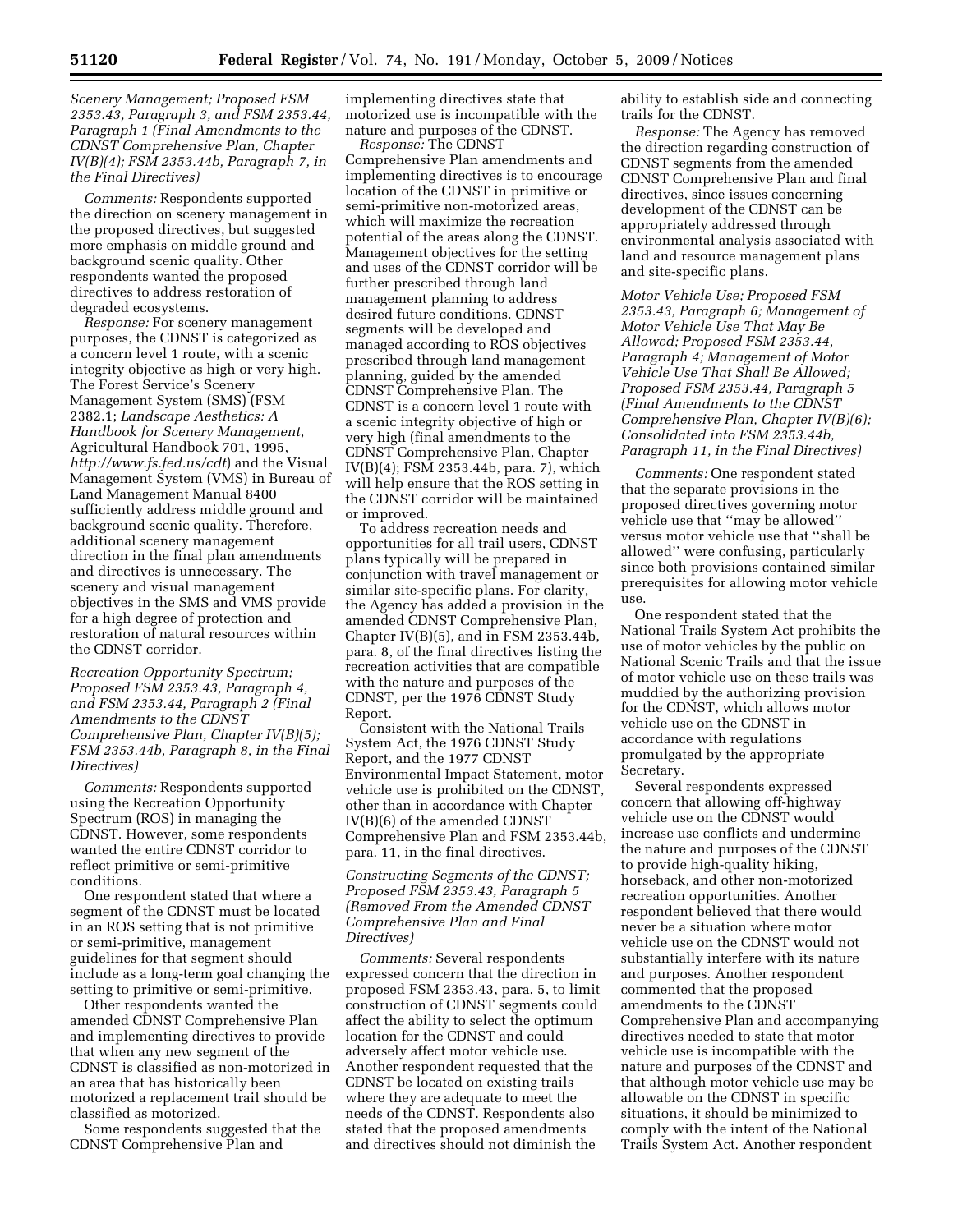*Scenery Management; Proposed FSM 2353.43, Paragraph 3, and FSM 2353.44, Paragraph 1 (Final Amendments to the CDNST Comprehensive Plan, Chapter IV(B)(4); FSM 2353.44b, Paragraph 7, in the Final Directives)*

*Comments:* Respondents supported the direction on scenery management in the proposed directives, but suggested more emphasis on middle ground and background scenic quality. Other respondents wanted the proposed directives to address restoration of degraded ecosystems.

*Response:* For scenery management purposes, the CDNST is categorized as a concern level 1 route, with a scenic integrity objective as high or very high. The Forest Service's Scenery Management System (SMS) (FSM 2382.1; *Landscape Aesthetics: A Handbook for Scenery Management*, Agricultural Handbook 701, 1995, *http://www.fs.fed.us/cdt*) and the Visual Management System (VMS) in Bureau of Land Management Manual 8400 sufficiently address middle ground and background scenic quality. Therefore, additional scenery management direction in the final plan amendments and directives is unnecessary. The scenery and visual management objectives in the SMS and VMS provide for a high degree of protection and restoration of natural resources within the CDNST corridor.

*Recreation Opportunity Spectrum; Proposed FSM 2353.43, Paragraph 4, and FSM 2353.44, Paragraph 2 (Final Amendments to the CDNST Comprehensive Plan, Chapter IV(B)(5); FSM 2353.44b, Paragraph 8, in the Final Directives)*

*Comments:* Respondents supported using the Recreation Opportunity Spectrum (ROS) in managing the CDNST. However, some respondents wanted the entire CDNST corridor to reflect primitive or semi-primitive conditions.

One respondent stated that where a segment of the CDNST must be located in an ROS setting that is not primitive or semi-primitive, management guidelines for that segment should include as a long-term goal changing the setting to primitive or semi-primitive.

Other respondents wanted the amended CDNST Comprehensive Plan and implementing directives to provide that when any new segment of the CDNST is classified as non-motorized in an area that has historically been motorized a replacement trail should be classified as motorized.

Some respondents suggested that the CDNST Comprehensive Plan and implementing directives state that motorized use is incompatible with the nature and purposes of the CDNST.

*Response:* The CDNST Comprehensive Plan amendments and implementing directives is to encourage location of the CDNST in primitive or semi-primitive non-motorized areas, which will maximize the recreation potential of the areas along the CDNST. Management objectives for the setting and uses of the CDNST corridor will be further prescribed through land management planning to address desired future conditions. CDNST segments will be developed and managed according to ROS objectives prescribed through land management planning, guided by the amended CDNST Comprehensive Plan. The CDNST is a concern level 1 route with a scenic integrity objective of high or very high (final amendments to the CDNST Comprehensive Plan, Chapter IV(B)(4); FSM 2353.44b, para. 7), which will help ensure that the ROS setting in the CDNST corridor will be maintained or improved.

To address recreation needs and opportunities for all trail users, CDNST plans typically will be prepared in conjunction with travel management or similar site-specific plans. For clarity, the Agency has added a provision in the amended CDNST Comprehensive Plan, Chapter IV(B)(5), and in FSM 2353.44b, para. 8, of the final directives listing the recreation activities that are compatible with the nature and purposes of the CDNST, per the 1976 CDNST Study Report.

Consistent with the National Trails System Act, the 1976 CDNST Study Report, and the 1977 CDNST Environmental Impact Statement, motor vehicle use is prohibited on the CDNST, other than in accordance with Chapter IV(B)(6) of the amended CDNST Comprehensive Plan and FSM 2353.44b, para. 11, in the final directives.

*Constructing Segments of the CDNST; Proposed FSM 2353.43, Paragraph 5 (Removed From the Amended CDNST Comprehensive Plan and Final Directives)*

*Comments:* Several respondents expressed concern that the direction in proposed FSM 2353.43, para. 5, to limit construction of CDNST segments could affect the ability to select the optimum location for the CDNST and could adversely affect motor vehicle use. Another respondent requested that the CDNST be located on existing trails where they are adequate to meet the needs of the CDNST. Respondents also stated that the proposed amendments and directives should not diminish the ability to establish side and connecting trails for the CDNST.

*Response:* The Agency has removed the direction regarding construction of CDNST segments from the amended CDNST Comprehensive Plan and final directives, since issues concerning development of the CDNST can be appropriately addressed through environmental analysis associated with land and resource management plans and site-specific plans.

*Motor Vehicle Use; Proposed FSM 2353.43, Paragraph 6; Management of Motor Vehicle Use That May Be Allowed; Proposed FSM 2353.44, Paragraph 4; Management of Motor Vehicle Use That Shall Be Allowed; Proposed FSM 2353.44, Paragraph 5 (Final Amendments to the CDNST Comprehensive Plan, Chapter IV(B)(6); Consolidated into FSM 2353.44b, Paragraph 11, in the Final Directives)*

*Comments:* One respondent stated that the separate provisions in the proposed directives governing motor vehicle use that "may be allowed" versus motor vehicle use that "shall be allowed" were confusing, particularly since both provisions contained similar prerequisites for allowing motor vehicle use.

One respondent stated that the National Trails System Act prohibits the use of motor vehicles by the public on National Scenic Trails and that the issue of motor vehicle use on these trails was muddied by the authorizing provision for the CDNST, which allows motor vehicle use on the CDNST in accordance with regulations promulgated by the appropriate Secretary.

Several respondents expressed concern that allowing off-highway vehicle use on the CDNST would increase use conflicts and undermine the nature and purposes of the CDNST to provide high-quality hiking, horseback, and other non-motorized recreation opportunities. Another respondent believed that there would never be a situation where motor vehicle use on the CDNST would not substantially interfere with its nature and purposes. Another respondent commented that the proposed amendments to the CDNST Comprehensive Plan and accompanying directives needed to state that motor vehicle use is incompatible with the nature and purposes of the CDNST and that although motor vehicle use may be allowable on the CDNST in specific situations, it should be minimized to comply with the intent of the National Trails System Act. Another respondent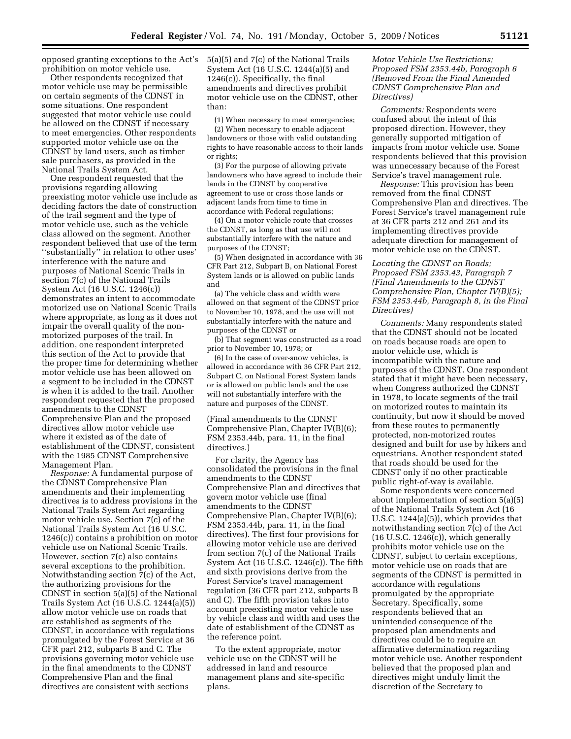opposed granting exceptions to the Act's prohibition on motor vehicle use.

Other respondents recognized that motor vehicle use may be permissible on certain segments of the CDNST in some situations. One respondent suggested that motor vehicle use could be allowed on the CDNST if necessary to meet emergencies. Other respondents supported motor vehicle use on the CDNST by land users, such as timber sale purchasers, as provided in the National Trails System Act.

One respondent requested that the provisions regarding allowing preexisting motor vehicle use include as deciding factors the date of construction of the trail segment and the type of motor vehicle use, such as the vehicle class allowed on the segment. Another respondent believed that use of the term ''substantially'' in relation to other uses' interference with the nature and purposes of National Scenic Trails in section 7(c) of the National Trails System Act (16 U.S.C. 1246(c)) demonstrates an intent to accommodate motorized use on National Scenic Trails where appropriate, as long as it does not impair the overall quality of the non-motorized purposes of the trail. In addition, one respondent interpreted this section of the Act to provide that the proper time for determining whether motor vehicle use has been allowed on a segment to be included in the CDNST is when it is added to the trail. Another respondent requested that the proposed amendments to the CDNST Comprehensive Plan and the proposed directives allow motor vehicle use where it existed as of the date of establishment of the CDNST, consistent with the 1985 CDNST Comprehensive Management Plan.

*Response:* A fundamental purpose of the CDNST Comprehensive Plan amendments and their implementing directives is to address provisions in the National Trails System Act regarding motor vehicle use. Section 7(c) of the National Trails System Act (16 U.S.C. 1246(c)) contains a prohibition on motor vehicle use on National Scenic Trails. However, section 7(c) also contains several exceptions to the prohibition. Notwithstanding section 7(c) of the Act, the authorizing provisions for the CDNST in section 5(a)(5) of the National Trails System Act (16 U.S.C. 1244(a)(5)) allow motor vehicle use on roads that are established as segments of the CDNST, in accordance with regulations promulgated by the Forest Service at 36 CFR part 212, subparts B and C. The provisions governing motor vehicle use in the final amendments to the CDNST Comprehensive Plan and the final directives are consistent with sections 5(a)(5) and 7(c) of the National Trails System Act (16 U.S.C. 1244(a)(5) and 1246(c)). Specifically, the final amendments and directives prohibit motor vehicle use on the CDNST, other than:

(1) When necessary to meet emergencies;

(2) When necessary to enable adjacent landowners or those with valid outstanding rights to have reasonable access to their lands or rights;

(3) For the purpose of allowing private landowners who have agreed to include their lands in the CDNST by cooperative agreement to use or cross those lands or adjacent lands from time to time in accordance with Federal regulations;

(4) On a motor vehicle route that crosses the CDNST, as long as that use will not substantially interfere with the nature and purposes of the CDNST;

(5) When designated in accordance with 36 CFR Part 212, Subpart B, on National Forest System lands or is allowed on public lands and

(a) The vehicle class and width were allowed on that segment of the CDNST prior to November 10, 1978, and the use will not substantially interfere with the nature and purposes of the CDNST or

(b) That segment was constructed as a road prior to November 10, 1978; or

(6) In the case of over-snow vehicles, is allowed in accordance with 36 CFR Part 212, Subpart C, on National Forest System lands or is allowed on public lands and the use will not substantially interfere with the nature and purposes of the CDNST.

(Final amendments to the CDNST Comprehensive Plan, Chapter IV(B)(6); FSM 2353.44b, para. 11, in the final directives.)

For clarity, the Agency has consolidated the provisions in the final amendments to the CDNST Comprehensive Plan and directives that govern motor vehicle use (final amendments to the CDNST Comprehensive Plan, Chapter IV(B)(6); FSM 2353.44b, para. 11, in the final directives). The first four provisions for allowing motor vehicle use are derived from section 7(c) of the National Trails System Act (16 U.S.C. 1246(c)). The fifth and sixth provisions derive from the Forest Service's travel management regulation (36 CFR part 212, subparts B and C). The fifth provision takes into account preexisting motor vehicle use by vehicle class and width and uses the date of establishment of the CDNST as the reference point.

To the extent appropriate, motor vehicle use on the CDNST will be addressed in land and resource management plans and site-specific plans.

*Motor Vehicle Use Restrictions; Proposed FSM 2353.44b, Paragraph 6 (Removed From the Final Amended CDNST Comprehensive Plan and Directives)*

*Comments:* Respondents were confused about the intent of this proposed direction. However, they generally supported mitigation of impacts from motor vehicle use. Some respondents believed that this provision was unnecessary because of the Forest Service's travel management rule.

*Response:* This provision has been removed from the final CDNST Comprehensive Plan and directives. The Forest Service's travel management rule at 36 CFR parts 212 and 261 and its implementing directives provide adequate direction for management of motor vehicle use on the CDNST.

*Locating the CDNST on Roads; Proposed FSM 2353.43, Paragraph 7 (Final Amendments to the CDNST Comprehensive Plan, Chapter IV(B)(5); FSM 2353.44b, Paragraph 8, in the Final Directives)*

*Comments:* Many respondents stated that the CDNST should not be located on roads because roads are open to motor vehicle use, which is incompatible with the nature and purposes of the CDNST. One respondent stated that it might have been necessary, when Congress authorized the CDNST in 1978, to locate segments of the trail on motorized routes to maintain its continuity, but now it should be moved from these routes to permanently protected, non-motorized routes designed and built for use by hikers and equestrians. Another respondent stated that roads should be used for the CDNST only if no other practicable public right-of-way is available.

Some respondents were concerned about implementation of section 5(a)(5) of the National Trails System Act (16 U.S.C. 1244(a)(5)), which provides that notwithstanding section 7(c) of the Act (16 U.S.C. 1246(c)), which generally prohibits motor vehicle use on the CDNST, subject to certain exceptions, motor vehicle use on roads that are segments of the CDNST is permitted in accordance with regulations promulgated by the appropriate Secretary. Specifically, some respondents believed that an unintended consequence of the proposed plan amendments and directives could be to require an affirmative determination regarding motor vehicle use. Another respondent believed that the proposed plan and directives might unduly limit the discretion of the Secretary to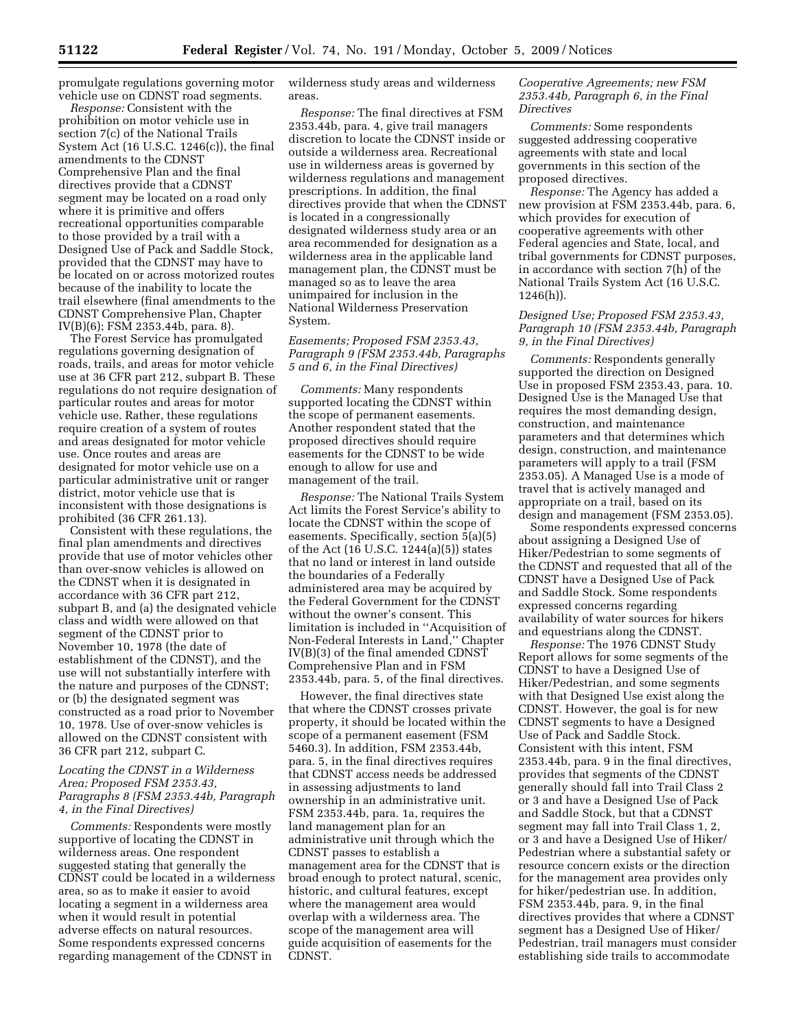promulgate regulations governing motor vehicle use on CDNST road segments.

*Response:* Consistent with the prohibition on motor vehicle use in section 7(c) of the National Trails System Act (16 U.S.C. 1246(c)), the final amendments to the CDNST Comprehensive Plan and the final directives provide that a CDNST segment may be located on a road only where it is primitive and offers recreational opportunities comparable to those provided by a trail with a Designed Use of Pack and Saddle Stock, provided that the CDNST may have to be located on or across motorized routes because of the inability to locate the trail elsewhere (final amendments to the CDNST Comprehensive Plan, Chapter IV(B)(6); FSM 2353.44b, para. 8).

The Forest Service has promulgated regulations governing designation of roads, trails, and areas for motor vehicle use at 36 CFR part 212, subpart B. These regulations do not require designation of particular routes and areas for motor vehicle use. Rather, these regulations require creation of a system of routes and areas designated for motor vehicle use. Once routes and areas are designated for motor vehicle use on a particular administrative unit or ranger district, motor vehicle use that is inconsistent with those designations is prohibited (36 CFR 261.13).

Consistent with these regulations, the final plan amendments and directives provide that use of motor vehicles other than over-snow vehicles is allowed on the CDNST when it is designated in accordance with 36 CFR part 212, subpart B, and (a) the designated vehicle class and width were allowed on that segment of the CDNST prior to November 10, 1978 (the date of establishment of the CDNST), and the use will not substantially interfere with the nature and purposes of the CDNST; or (b) the designated segment was constructed as a road prior to November 10, 1978. Use of over-snow vehicles is allowed on the CDNST consistent with 36 CFR part 212, subpart C.

*Locating the CDNST in a Wilderness Area; Proposed FSM 2353.43, Paragraphs 8 (FSM 2353.44b, Paragraph 4, in the Final Directives)*

*Comments:* Respondents were mostly supportive of locating the CDNST in wilderness areas. One respondent suggested stating that generally the CDNST could be located in a wilderness area, so as to make it easier to avoid locating a segment in a wilderness area when it would result in potential adverse effects on natural resources. Some respondents expressed concerns regarding management of the CDNST in wilderness study areas and wilderness areas.

*Response:* The final directives at FSM 2353.44b, para. 4, give trail managers discretion to locate the CDNST inside or outside a wilderness area. Recreational use in wilderness areas is governed by wilderness regulations and management prescriptions. In addition, the final directives provide that when the CDNST is located in a congressionally designated wilderness study area or an area recommended for designation as a wilderness area in the applicable land management plan, the CDNST must be managed so as to leave the area unimpaired for inclusion in the National Wilderness Preservation System.

*Easements; Proposed FSM 2353.43, Paragraph 9 (FSM 2353.44b, Paragraphs 5 and 6, in the Final Directives)*

*Comments:* Many respondents supported locating the CDNST within the scope of permanent easements. Another respondent stated that the proposed directives should require easements for the CDNST to be wide enough to allow for use and management of the trail.

*Response:* The National Trails System Act limits the Forest Service's ability to locate the CDNST within the scope of easements. Specifically, section 5(a)(5) of the Act (16 U.S.C. 1244(a)(5)) states that no land or interest in land outside the boundaries of a Federally administered area may be acquired by the Federal Government for the CDNST without the owner's consent. This limitation is included in ''Acquisition of Non-Federal Interests in Land,'' Chapter IV(B)(3) of the final amended CDNST Comprehensive Plan and in FSM 2353.44b, para. 5, of the final directives.

However, the final directives state that where the CDNST crosses private property, it should be located within the scope of a permanent easement (FSM 5460.3). In addition, FSM 2353.44b, para. 5, in the final directives requires that CDNST access needs be addressed in assessing adjustments to land ownership in an administrative unit. FSM 2353.44b, para. 1a, requires the land management plan for an administrative unit through which the CDNST passes to establish a management area for the CDNST that is broad enough to protect natural, scenic, historic, and cultural features, except where the management area would overlap with a wilderness area. The scope of the management area will guide acquisition of easements for the CDNST.

*Cooperative Agreements; new FSM 2353.44b, Paragraph 6, in the Final Directives*

*Comments:* Some respondents suggested addressing cooperative agreements with state and local governments in this section of the proposed directives.

*Response:* The Agency has added a new provision at FSM 2353.44b, para. 6, which provides for execution of cooperative agreements with other Federal agencies and State, local, and tribal governments for CDNST purposes, in accordance with section 7(h) of the National Trails System Act (16 U.S.C. 1246(h)).

*Designed Use; Proposed FSM 2353.43, Paragraph 10 (FSM 2353.44b, Paragraph 9, in the Final Directives)*

*Comments:* Respondents generally supported the direction on Designed Use in proposed FSM 2353.43, para. 10. Designed Use is the Managed Use that requires the most demanding design, construction, and maintenance parameters and that determines which design, construction, and maintenance parameters will apply to a trail (FSM 2353.05). A Managed Use is a mode of travel that is actively managed and appropriate on a trail, based on its design and management (FSM 2353.05).

Some respondents expressed concerns about assigning a Designed Use of Hiker/Pedestrian to some segments of the CDNST and requested that all of the CDNST have a Designed Use of Pack and Saddle Stock. Some respondents expressed concerns regarding availability of water sources for hikers and equestrians along the CDNST.

*Response:* The 1976 CDNST Study Report allows for some segments of the CDNST to have a Designed Use of Hiker/Pedestrian, and some segments with that Designed Use exist along the CDNST. However, the goal is for new CDNST segments to have a Designed Use of Pack and Saddle Stock. Consistent with this intent, FSM 2353.44b, para. 9 in the final directives, provides that segments of the CDNST generally should fall into Trail Class 2 or 3 and have a Designed Use of Pack and Saddle Stock, but that a CDNST segment may fall into Trail Class 1, 2, or 3 and have a Designed Use of Hiker/Pedestrian where a substantial safety or resource concern exists or the direction for the management area provides only for hiker/pedestrian use. In addition, FSM 2353.44b, para. 9, in the final directives provides that where a CDNST segment has a Designed Use of Hiker/Pedestrian, trail managers must consider establishing side trails to accommodate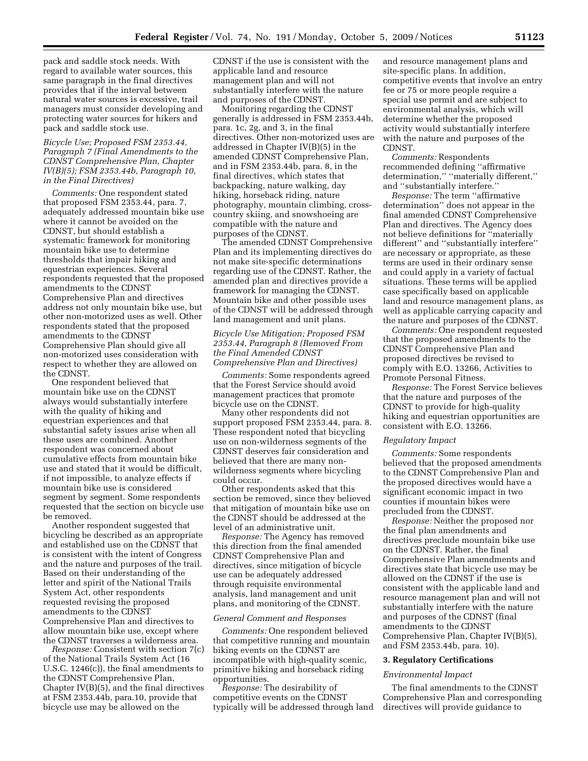pack and saddle stock needs. With regard to available water sources, this same paragraph in the final directives provides that if the interval between natural water sources is excessive, trail managers must consider developing and protecting water sources for hikers and pack and saddle stock use.

*Bicycle Use; Proposed FSM 2353.44, Paragraph 7 (Final Amendments to the CDNST Comprehensive Plan, Chapter IV(B)(5); FSM 2353.44b, Paragraph 10, in the Final Directives)*

*Comments:* One respondent stated that proposed FSM 2353.44, para. 7, adequately addressed mountain bike use where it cannot be avoided on the CDNST, but should establish a systematic framework for monitoring mountain bike use to determine thresholds that impair hiking and equestrian experiences. Several respondents requested that the proposed amendments to the CDNST Comprehensive Plan and directives address not only mountain bike use, but other non-motorized uses as well. Other respondents stated that the proposed amendments to the CDNST Comprehensive Plan should give all non-motorized uses consideration with respect to whether they are allowed on the CDNST.

One respondent believed that mountain bike use on the CDNST always would substantially interfere with the quality of hiking and equestrian experiences and that substantial safety issues arise when all these uses are combined. Another respondent was concerned about cumulative effects from mountain bike use and stated that it would be difficult, if not impossible, to analyze effects if mountain bike use is considered segment by segment. Some respondents requested that the section on bicycle use be removed.

Another respondent suggested that bicycling be described as an appropriate and established use on the CDNST that is consistent with the intent of Congress and the nature and purposes of the trail. Based on their understanding of the letter and spirit of the National Trails System Act, other respondents requested revising the proposed amendments to the CDNST Comprehensive Plan and directives to allow mountain bike use, except where the CDNST traverses a wilderness area.

*Response:* Consistent with section 7(c) of the National Trails System Act (16 U.S.C. 1246(c)), the final amendments to the CDNST Comprehensive Plan, Chapter IV(B)(5), and the final directives at FSM 2353.44b, para.10, provide that bicycle use may be allowed on the CDNST if the use is consistent with the applicable land and resource management plan and will not substantially interfere with the nature and purposes of the CDNST.

Monitoring regarding the CDNST generally is addressed in FSM 2353.44b, para. 1c, 2g, and 3, in the final directives. Other non-motorized uses are addressed in Chapter IV(B)(5) in the amended CDNST Comprehensive Plan, and in FSM 2353.44b, para. 8, in the final directives, which states that backpacking, nature walking, day hiking, horseback riding, nature photography, mountain climbing, cross-country skiing, and snowshoeing are compatible with the nature and purposes of the CDNST.

The amended CDNST Comprehensive Plan and its implementing directives do not make site-specific determinations regarding use of the CDNST. Rather, the amended plan and directives provide a framework for managing the CDNST. Mountain bike and other possible uses of the CDNST will be addressed through land management and unit plans.

*Bicycle Use Mitigation; Proposed FSM 2353.44, Paragraph 8 (Removed From the Final Amended CDNST Comprehensive Plan and Directives)*

*Comments:* Some respondents agreed that the Forest Service should avoid management practices that promote bicycle use on the CDNST.

Many other respondents did not support proposed FSM 2353.44, para. 8. These respondent noted that bicycling use on non-wilderness segments of the CDNST deserves fair consideration and believed that there are many non-wilderness segments where bicycling could occur.

Other respondents asked that this section be removed, since they believed that mitigation of mountain bike use on the CDNST should be addressed at the level of an administrative unit.

*Response:* The Agency has removed this direction from the final amended CDNST Comprehensive Plan and directives, since mitigation of bicycle use can be adequately addressed through requisite environmental analysis, land management and unit plans, and monitoring of the CDNST.

*General Comment and Responses*

*Comments:* One respondent believed that competitive running and mountain biking events on the CDNST are incompatible with high-quality scenic, primitive hiking and horseback riding opportunities.

*Response:* The desirability of competitive events on the CDNST typically will be addressed through land and resource management plans and site-specific plans. In addition, competitive events that involve an entry fee or 75 or more people require a special use permit and are subject to environmental analysis, which will determine whether the proposed activity would substantially interfere with the nature and purposes of the CDNST.

*Comments:* Respondents recommended defining ''affirmative determination,'' ''materially different,'' and ''substantially interfere.''

*Response:* The term ''affirmative determination'' does not appear in the final amended CDNST Comprehensive Plan and directives. The Agency does not believe definitions for ''materially different'' and ''substantially interfere'' are necessary or appropriate, as these terms are used in their ordinary sense and could apply in a variety of factual situations. These terms will be applied case specifically based on applicable land and resource management plans, as well as applicable carrying capacity and the nature and purposes of the CDNST.

*Comments:* One respondent requested that the proposed amendments to the CDNST Comprehensive Plan and proposed directives be revised to comply with E.O. 13266, Activities to Promote Personal Fitness.

*Response:* The Forest Service believes that the nature and purposes of the CDNST to provide for high-quality hiking and equestrian opportunities are consistent with E.O. 13266.

*Regulatory Impact*

*Comments:* Some respondents believed that the proposed amendments to the CDNST Comprehensive Plan and the proposed directives would have a significant economic impact in two counties if mountain bikes were precluded from the CDNST.

*Response:* Neither the proposed nor the final plan amendments and directives preclude mountain bike use on the CDNST. Rather, the final Comprehensive Plan amendments and directives state that bicycle use may be allowed on the CDNST if the use is consistent with the applicable land and resource management plan and will not substantially interfere with the nature and purposes of the CDNST (final amendments to the CDNST Comprehensive Plan, Chapter IV(B)(5), and FSM 2353.44b, para. 10).

**3. Regulatory Certifications**

*Environmental Impact*

The final amendments to the CDNST Comprehensive Plan and corresponding directives will provide guidance to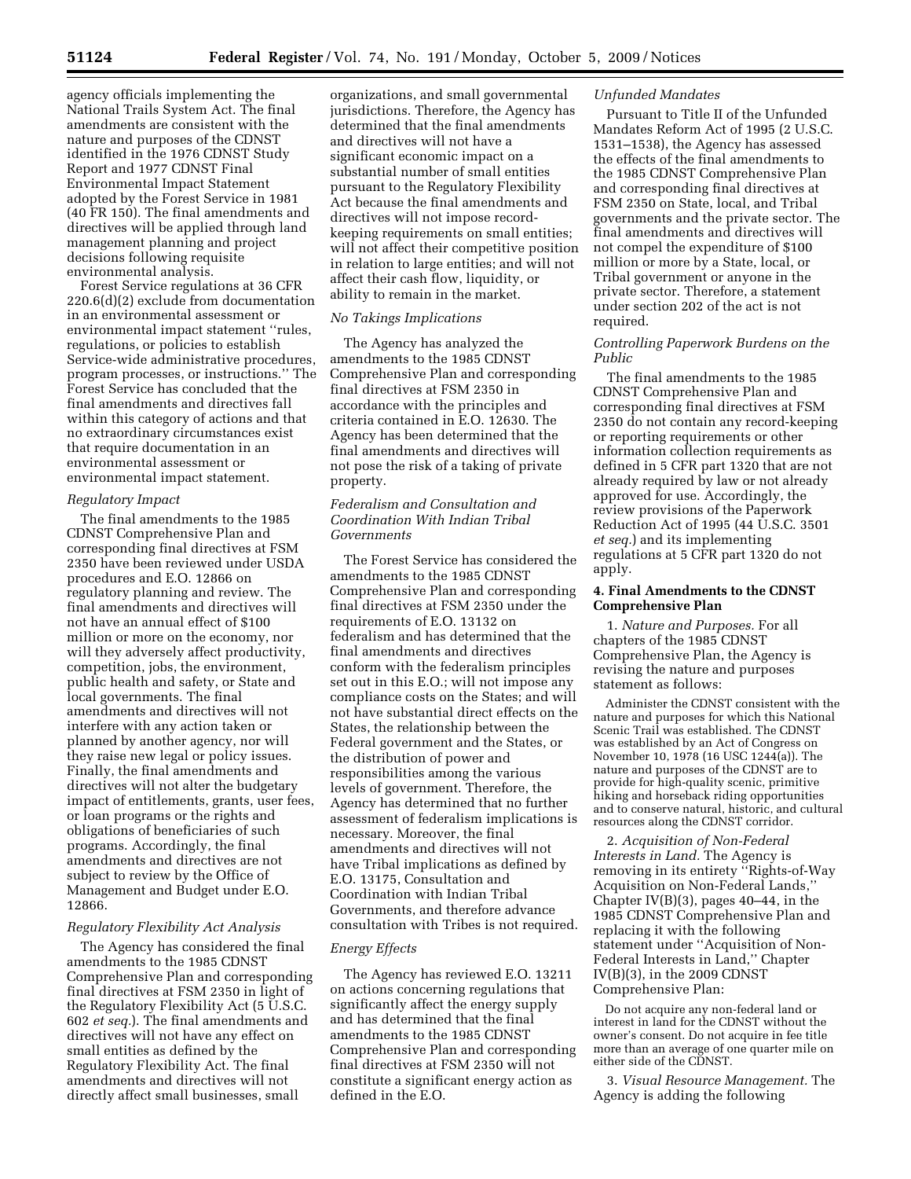agency officials implementing the National Trails System Act. The final amendments are consistent with the nature and purposes of the CDNST identified in the 1976 CDNST Study Report and 1977 CDNST Final Environmental Impact Statement adopted by the Forest Service in 1981 (40 FR 150). The final amendments and directives will be applied through land management planning and project decisions following requisite environmental analysis.

Forest Service regulations at 36 CFR 220.6(d)(2) exclude from documentation in an environmental assessment or environmental impact statement ''rules, regulations, or policies to establish Service-wide administrative procedures, program processes, or instructions.'' The Forest Service has concluded that the final amendments and directives fall within this category of actions and that no extraordinary circumstances exist that require documentation in an environmental assessment or environmental impact statement.

*Regulatory Impact*

The final amendments to the 1985 CDNST Comprehensive Plan and corresponding final directives at FSM 2350 have been reviewed under USDA procedures and E.O. 12866 on regulatory planning and review. The final amendments and directives will not have an annual effect of $100 million or more on the economy, nor will they adversely affect productivity, competition, jobs, the environment, public health and safety, or State and local governments. The final amendments and directives will not interfere with any action taken or planned by another agency, nor will they raise new legal or policy issues. Finally, the final amendments and directives will not alter the budgetary impact of entitlements, grants, user fees, or loan programs or the rights and obligations of beneficiaries of such programs. Accordingly, the final amendments and directives are not subject to review by the Office of Management and Budget under E.O. 12866.

*Regulatory Flexibility Act Analysis*

The Agency has considered the final amendments to the 1985 CDNST Comprehensive Plan and corresponding final directives at FSM 2350 in light of the Regulatory Flexibility Act (5 U.S.C. 602 *et seq.*). The final amendments and directives will not have any effect on small entities as defined by the Regulatory Flexibility Act. The final amendments and directives will not directly affect small businesses, small organizations, and small governmental jurisdictions. Therefore, the Agency has determined that the final amendments and directives will not have a significant economic impact on a substantial number of small entities pursuant to the Regulatory Flexibility Act because the final amendments and directives will not impose record-keeping requirements on small entities; will not affect their competitive position in relation to large entities; and will not affect their cash flow, liquidity, or ability to remain in the market.

*No Takings Implications*

The Agency has analyzed the amendments to the 1985 CDNST Comprehensive Plan and corresponding final directives at FSM 2350 in accordance with the principles and criteria contained in E.O. 12630. The Agency has been determined that the final amendments and directives will not pose the risk of a taking of private property.

*Federalism and Consultation and Coordination With Indian Tribal Governments*

The Forest Service has considered the amendments to the 1985 CDNST Comprehensive Plan and corresponding final directives at FSM 2350 under the requirements of E.O. 13132 on federalism and has determined that the final amendments and directives conform with the federalism principles set out in this E.O.; will not impose any compliance costs on the States; and will not have substantial direct effects on the States, the relationship between the Federal government and the States, or the distribution of power and responsibilities among the various levels of government. Therefore, the Agency has determined that no further assessment of federalism implications is necessary. Moreover, the final amendments and directives will not have Tribal implications as defined by E.O. 13175, Consultation and Coordination with Indian Tribal Governments, and therefore advance consultation with Tribes is not required.

*Energy Effects*

The Agency has reviewed E.O. 13211 on actions concerning regulations that significantly affect the energy supply and has determined that the final amendments to the 1985 CDNST Comprehensive Plan and corresponding final directives at FSM 2350 will not constitute a significant energy action as defined in the E.O.

*Unfunded Mandates*

Pursuant to Title II of the Unfunded Mandates Reform Act of 1995 (2 U.S.C. 1531–1538), the Agency has assessed the effects of the final amendments to the 1985 CDNST Comprehensive Plan and corresponding final directives at FSM 2350 on State, local, and Tribal governments and the private sector. The final amendments and directives will not compel the expenditure of $100 million or more by a State, local, or Tribal government or anyone in the private sector. Therefore, a statement under section 202 of the act is not required.

*Controlling Paperwork Burdens on the Public*

The final amendments to the 1985 CDNST Comprehensive Plan and corresponding final directives at FSM 2350 do not contain any record-keeping or reporting requirements or other information collection requirements as defined in 5 CFR part 1320 that are not already required by law or not already approved for use. Accordingly, the review provisions of the Paperwork Reduction Act of 1995 (44 U.S.C. 3501 *et seq.*) and its implementing regulations at 5 CFR part 1320 do not apply.

**4. Final Amendments to the CDNST Comprehensive Plan**

1. *Nature and Purposes.* For all chapters of the 1985 CDNST Comprehensive Plan, the Agency is revising the nature and purposes statement as follows:

> Administer the CDNST consistent with the nature and purposes for which this National Scenic Trail was established. The CDNST was established by an Act of Congress on November 10, 1978 (16 USC 1244(a)). The nature and purposes of the CDNST are to provide for high-quality scenic, primitive hiking and horseback riding opportunities and to conserve natural, historic, and cultural resources along the CDNST corridor.

2. *Acquisition of Non-Federal Interests in Land.* The Agency is removing in its entirety ''Rights-of-Way Acquisition on Non-Federal Lands,'' Chapter IV(B)(3), pages 40–44, in the 1985 CDNST Comprehensive Plan and replacing it with the following statement under ''Acquisition of Non-Federal Interests in Land,'' Chapter IV(B)(3), in the 2009 CDNST Comprehensive Plan:

> Do not acquire any non-federal land or interest in land for the CDNST without the owner's consent. Do not acquire in fee title more than an average of one quarter mile on either side of the CDNST.

3. *Visual Resource Management.* The Agency is adding the following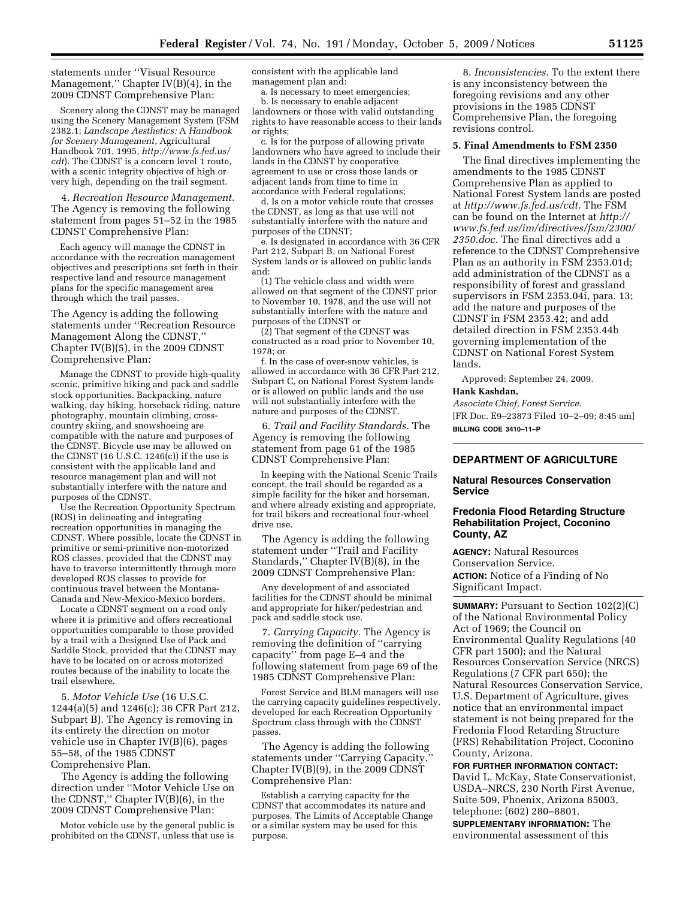statements under ''Visual Resource Management,'' Chapter IV(B)(4), in the 2009 CDNST Comprehensive Plan:

Scenery along the CDNST may be managed using the Scenery Management System (FSM 2382.1; *Landscape Aesthetics:* A *Handbook for Scenery Management,* Agricultural Handbook 701, 1995, *http://www.fs.fed.us/cdt*). The CDNST is a concern level 1 route, with a scenic integrity objective of high or very high, depending on the trail segment.

4. *Recreation Resource Management.* The Agency is removing the following statement from pages 51–52 in the 1985 CDNST Comprehensive Plan:

Each agency will manage the CDNST in accordance with the recreation management objectives and prescriptions set forth in their respective land and resource management plans for the specific management area through which the trail passes.

The Agency is adding the following statements under ''Recreation Resource Management Along the CDNST,'' Chapter IV(B)(5), in the 2009 CDNST Comprehensive Plan:

Manage the CDNST to provide high-quality scenic, primitive hiking and pack and saddle stock opportunities. Backpacking, nature walking, day hiking, horseback riding, nature photography, mountain climbing, cross-country skiing, and snowshoeing are compatible with the nature and purposes of the CDNST. Bicycle use may be allowed on the CDNST (16 U.S.C. 1246(c)) if the use is consistent with the applicable land and resource management plan and will not substantially interfere with the nature and purposes of the CDNST.

Use the Recreation Opportunity Spectrum (ROS) in delineating and integrating recreation opportunities in managing the CDNST. Where possible, locate the CDNST in primitive or semi-primitive non-motorized ROS classes, provided that the CDNST may have to traverse intermittently through more developed ROS classes to provide for continuous travel between the Montana-Canada and New-Mexico-Mexico borders.

Locate a CDNST segment on a road only where it is primitive and offers recreational opportunities comparable to those provided by a trail with a Designed Use of Pack and Saddle Stock, provided that the CDNST may have to be located on or across motorized routes because of the inability to locate the trail elsewhere.

5. *Motor Vehicle Use* (16 U.S.C. 1244(a)(5) and 1246(c); 36 CFR Part 212, Subpart B). The Agency is removing in its entirety the direction on motor vehicle use in Chapter IV(B)(6), pages 55–58, of the 1985 CDNST Comprehensive Plan.

The Agency is adding the following direction under ''Motor Vehicle Use on the CDNST,'' Chapter IV(B)(6), in the 2009 CDNST Comprehensive Plan:

Motor vehicle use by the general public is prohibited on the CDNST, unless that use is consistent with the applicable land management plan and:

a. Is necessary to meet emergencies;

b. Is necessary to enable adjacent landowners or those with valid outstanding rights to have reasonable access to their lands or rights;

c. Is for the purpose of allowing private landowners who have agreed to include their lands in the CDNST by cooperative agreement to use or cross those lands or adjacent lands from time to time in accordance with Federal regulations;

d. Is on a motor vehicle route that crosses the CDNST, as long as that use will not substantially interfere with the nature and purposes of the CDNST;

e. Is designated in accordance with 36 CFR Part 212, Subpart B, on National Forest System lands or is allowed on public lands and:

(1) The vehicle class and width were allowed on that segment of the CDNST prior to November 10, 1978, and the use will not substantially interfere with the nature and purposes of the CDNST or

(2) That segment of the CDNST was constructed as a road prior to November 10, 1978; or

f. In the case of over-snow vehicles, is allowed in accordance with 36 CFR Part 212, Subpart C, on National Forest System lands or is allowed on public lands and the use will not substantially interfere with the nature and purposes of the CDNST.

6. *Trail and Facility Standards.* The Agency is removing the following statement from page 61 of the 1985 CDNST Comprehensive Plan:

In keeping with the National Scenic Trails concept, the trail should be regarded as a simple facility for the hiker and horseman, and where already existing and appropriate, for trail bikers and recreational four-wheel drive use.

The Agency is adding the following statement under ''Trail and Facility Standards,'' Chapter IV(B)(8), in the 2009 CDNST Comprehensive Plan:

Any development of and associated facilities for the CDNST should be minimal and appropriate for hiker/pedestrian and pack and saddle stock use.

7. *Carrying Capacity.* The Agency is removing the definition of ''carrying capacity'' from page E–4 and the following statement from page 69 of the 1985 CDNST Comprehensive Plan:

Forest Service and BLM managers will use the carrying capacity guidelines respectively, developed for each Recreation Opportunity Spectrum class through with the CDNST passes.

The Agency is adding the following statements under ''Carrying Capacity,'' Chapter IV(B)(9), in the 2009 CDNST Comprehensive Plan:

Establish a carrying capacity for the CDNST that accommodates its nature and purposes. The Limits of Acceptable Change or a similar system may be used for this purpose.

8. *Inconsistencies.* To the extent there is any inconsistency between the foregoing revisions and any other provisions in the 1985 CDNST Comprehensive Plan, the foregoing revisions control.

**5. Final Amendments to FSM 2350**

The final directives implementing the amendments to the 1985 CDNST Comprehensive Plan as applied to National Forest System lands are posted at *http://www.fs.fed.us/cdt.* The FSM can be found on the Internet at *http://www.fs.fed.us/im/directives/fsm/2300/2350.doc.* The final directives add a reference to the CDNST Comprehensive Plan as an authority in FSM 2353.01d; add administration of the CDNST as a responsibility of forest and grassland supervisors in FSM 2353.04i, para. 13; add the nature and purposes of the CDNST in FSM 2353.42; and add detailed direction in FSM 2353.44b governing implementation of the CDNST on National Forest System lands.

Approved: September 24, 2009.

**Hank Kashdan,**

*Associate Chief, Forest Service.*

[FR Doc. E9–23873 Filed 10–2–09; 8:45 am]

**BILLING CODE 3410–11–P**

---

## DEPARTMENT OF AGRICULTURE

### Natural Resources Conservation Service

### Fredonia Flood Retarding Structure Rehabilitation Project, Coconino County, AZ

**AGENCY:** Natural Resources Conservation Service.

**ACTION:** Notice of a Finding of No Significant Impact.

**SUMMARY:** Pursuant to Section 102(2)(C) of the National Environmental Policy Act of 1969; the Council on Environmental Quality Regulations (40 CFR part 1500); and the Natural Resources Conservation Service (NRCS) Regulations (7 CFR part 650); the Natural Resources Conservation Service, U.S. Department of Agriculture, gives notice that an environmental impact statement is not being prepared for the Fredonia Flood Retarding Structure (FRS) Rehabilitation Project, Coconino County, Arizona.

**FOR FURTHER INFORMATION CONTACT:** David L. McKay, State Conservationist, USDA–NRCS, 230 North First Avenue, Suite 509, Phoenix, Arizona 85003, telephone: (602) 280–8801.

**SUPPLEMENTARY INFORMATION:** The environmental assessment of this